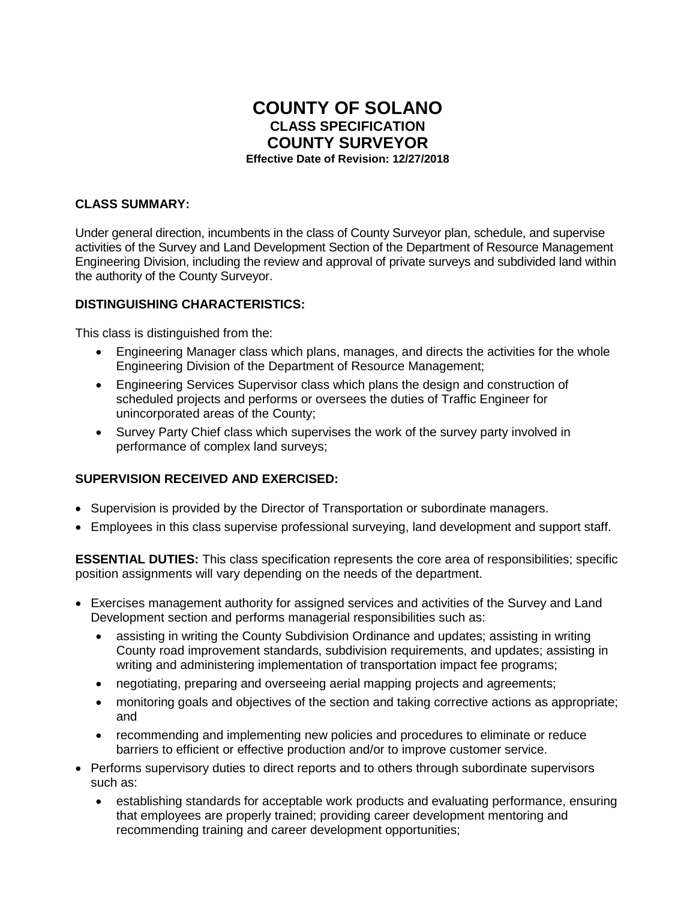# COUNTY OF SOLANO
## CLASS SPECIFICATION
## COUNTY SURVEYOR
**Effective Date of Revision: 12/27/2018**

**CLASS SUMMARY:**

Under general direction, incumbents in the class of County Surveyor plan, schedule, and supervise activities of the Survey and Land Development Section of the Department of Resource Management Engineering Division, including the review and approval of private surveys and subdivided land within the authority of the County Surveyor.

**DISTINGUISHING CHARACTERISTICS:**

This class is distinguished from the:

- Engineering Manager class which plans, manages, and directs the activities for the whole Engineering Division of the Department of Resource Management;
- Engineering Services Supervisor class which plans the design and construction of scheduled projects and performs or oversees the duties of Traffic Engineer for unincorporated areas of the County;
- Survey Party Chief class which supervises the work of the survey party involved in performance of complex land surveys;

**SUPERVISION RECEIVED AND EXERCISED:**

- Supervision is provided by the Director of Transportation or subordinate managers.
- Employees in this class supervise professional surveying, land development and support staff.

**ESSENTIAL DUTIES:** This class specification represents the core area of responsibilities; specific position assignments will vary depending on the needs of the department.

- Exercises management authority for assigned services and activities of the Survey and Land Development section and performs managerial responsibilities such as:
  - assisting in writing the County Subdivision Ordinance and updates; assisting in writing County road improvement standards, subdivision requirements, and updates; assisting in writing and administering implementation of transportation impact fee programs;
  - negotiating, preparing and overseeing aerial mapping projects and agreements;
  - monitoring goals and objectives of the section and taking corrective actions as appropriate; and
  - recommending and implementing new policies and procedures to eliminate or reduce barriers to efficient or effective production and/or to improve customer service.
- Performs supervisory duties to direct reports and to others through subordinate supervisors such as:
  - establishing standards for acceptable work products and evaluating performance, ensuring that employees are properly trained; providing career development mentoring and recommending training and career development opportunities;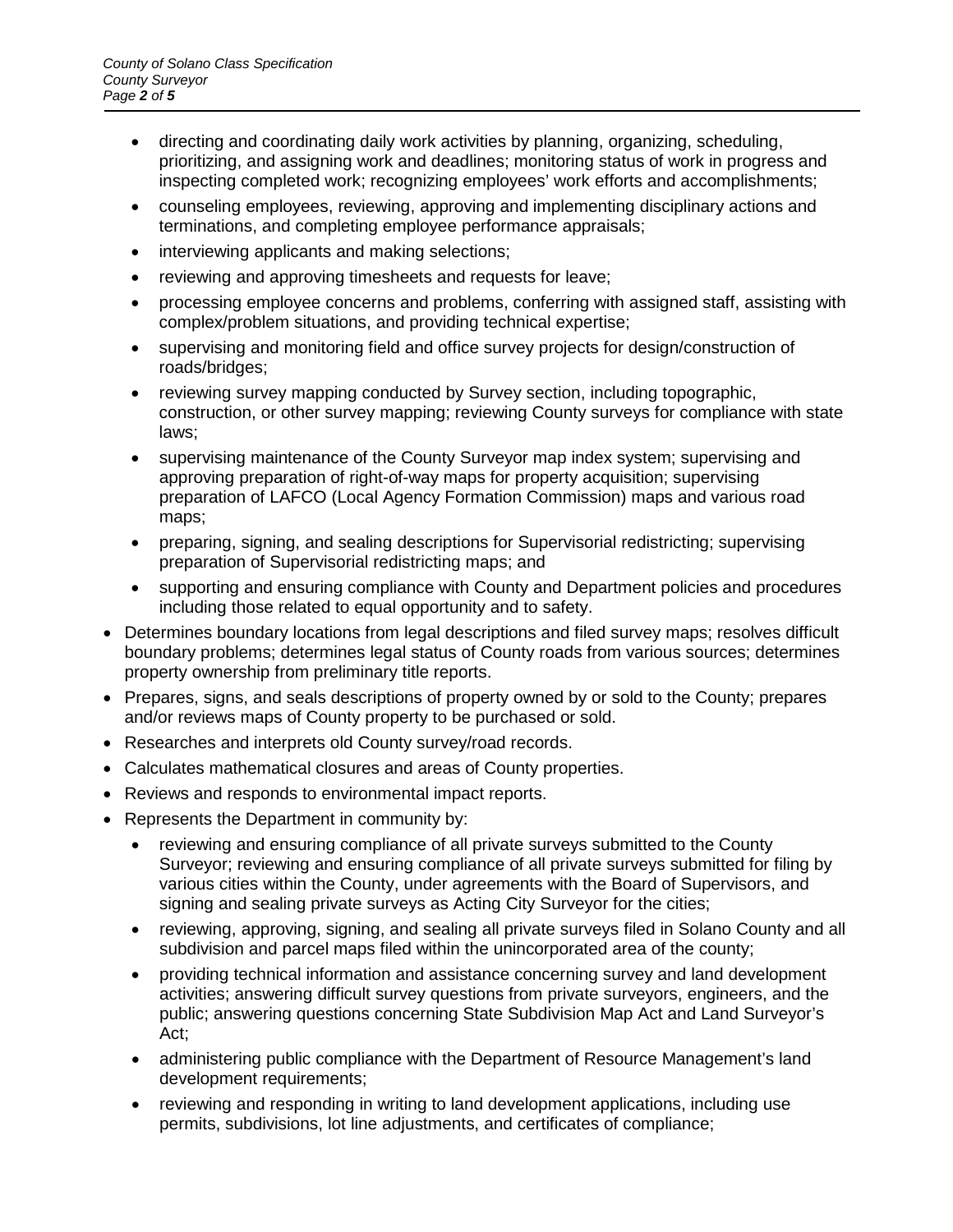- directing and coordinating daily work activities by planning, organizing, scheduling, prioritizing, and assigning work and deadlines; monitoring status of work in progress and inspecting completed work; recognizing employees' work efforts and accomplishments;
  - counseling employees, reviewing, approving and implementing disciplinary actions and terminations, and completing employee performance appraisals;
  - interviewing applicants and making selections;
  - reviewing and approving timesheets and requests for leave;
  - processing employee concerns and problems, conferring with assigned staff, assisting with complex/problem situations, and providing technical expertise;
  - supervising and monitoring field and office survey projects for design/construction of roads/bridges;
  - reviewing survey mapping conducted by Survey section, including topographic, construction, or other survey mapping; reviewing County surveys for compliance with state laws;
  - supervising maintenance of the County Surveyor map index system; supervising and approving preparation of right-of-way maps for property acquisition; supervising preparation of LAFCO (Local Agency Formation Commission) maps and various road maps;
  - preparing, signing, and sealing descriptions for Supervisorial redistricting; supervising preparation of Supervisorial redistricting maps; and
  - supporting and ensuring compliance with County and Department policies and procedures including those related to equal opportunity and to safety.
- Determines boundary locations from legal descriptions and filed survey maps; resolves difficult boundary problems; determines legal status of County roads from various sources; determines property ownership from preliminary title reports.
- Prepares, signs, and seals descriptions of property owned by or sold to the County; prepares and/or reviews maps of County property to be purchased or sold.
- Researches and interprets old County survey/road records.
- Calculates mathematical closures and areas of County properties.
- Reviews and responds to environmental impact reports.
- Represents the Department in community by:
  - reviewing and ensuring compliance of all private surveys submitted to the County Surveyor; reviewing and ensuring compliance of all private surveys submitted for filing by various cities within the County, under agreements with the Board of Supervisors, and signing and sealing private surveys as Acting City Surveyor for the cities;
  - reviewing, approving, signing, and sealing all private surveys filed in Solano County and all subdivision and parcel maps filed within the unincorporated area of the county;
  - providing technical information and assistance concerning survey and land development activities; answering difficult survey questions from private surveyors, engineers, and the public; answering questions concerning State Subdivision Map Act and Land Surveyor's Act;
  - administering public compliance with the Department of Resource Management's land development requirements;
  - reviewing and responding in writing to land development applications, including use permits, subdivisions, lot line adjustments, and certificates of compliance;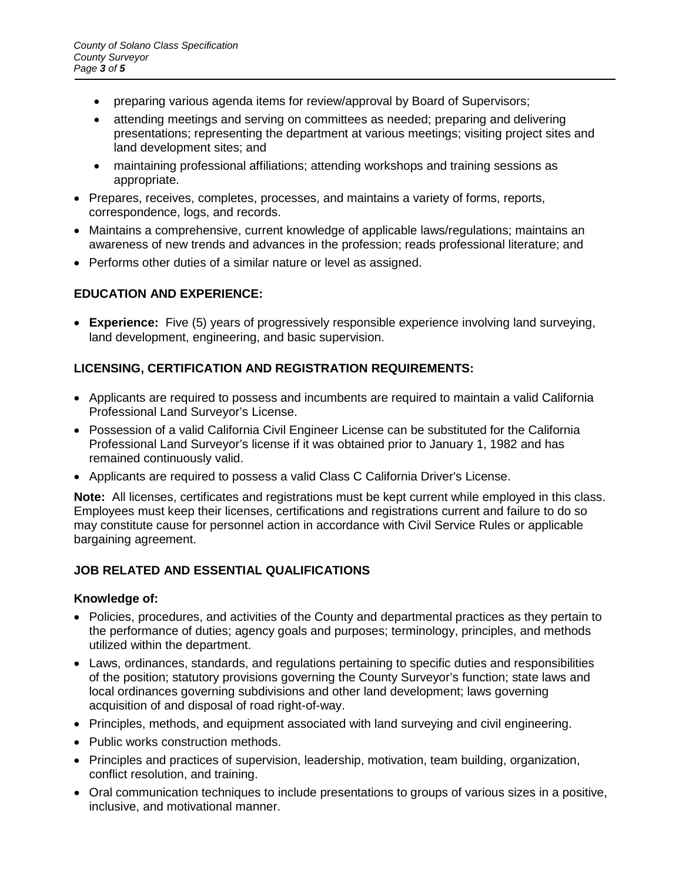- preparing various agenda items for review/approval by Board of Supervisors;
  - attending meetings and serving on committees as needed; preparing and delivering presentations; representing the department at various meetings; visiting project sites and land development sites; and
  - maintaining professional affiliations; attending workshops and training sessions as appropriate.
- Prepares, receives, completes, processes, and maintains a variety of forms, reports, correspondence, logs, and records.
- Maintains a comprehensive, current knowledge of applicable laws/regulations; maintains an awareness of new trends and advances in the profession; reads professional literature; and
- Performs other duties of a similar nature or level as assigned.

## EDUCATION AND EXPERIENCE:

- **Experience:** Five (5) years of progressively responsible experience involving land surveying, land development, engineering, and basic supervision.

## LICENSING, CERTIFICATION AND REGISTRATION REQUIREMENTS:

- Applicants are required to possess and incumbents are required to maintain a valid California Professional Land Surveyor's License.
- Possession of a valid California Civil Engineer License can be substituted for the California Professional Land Surveyor's license if it was obtained prior to January 1, 1982 and has remained continuously valid.
- Applicants are required to possess a valid Class C California Driver's License.

**Note:** All licenses, certificates and registrations must be kept current while employed in this class. Employees must keep their licenses, certifications and registrations current and failure to do so may constitute cause for personnel action in accordance with Civil Service Rules or applicable bargaining agreement.

## JOB RELATED AND ESSENTIAL QUALIFICATIONS

### Knowledge of:

- Policies, procedures, and activities of the County and departmental practices as they pertain to the performance of duties; agency goals and purposes; terminology, principles, and methods utilized within the department.
- Laws, ordinances, standards, and regulations pertaining to specific duties and responsibilities of the position; statutory provisions governing the County Surveyor's function; state laws and local ordinances governing subdivisions and other land development; laws governing acquisition of and disposal of road right-of-way.
- Principles, methods, and equipment associated with land surveying and civil engineering.
- Public works construction methods.
- Principles and practices of supervision, leadership, motivation, team building, organization, conflict resolution, and training.
- Oral communication techniques to include presentations to groups of various sizes in a positive, inclusive, and motivational manner.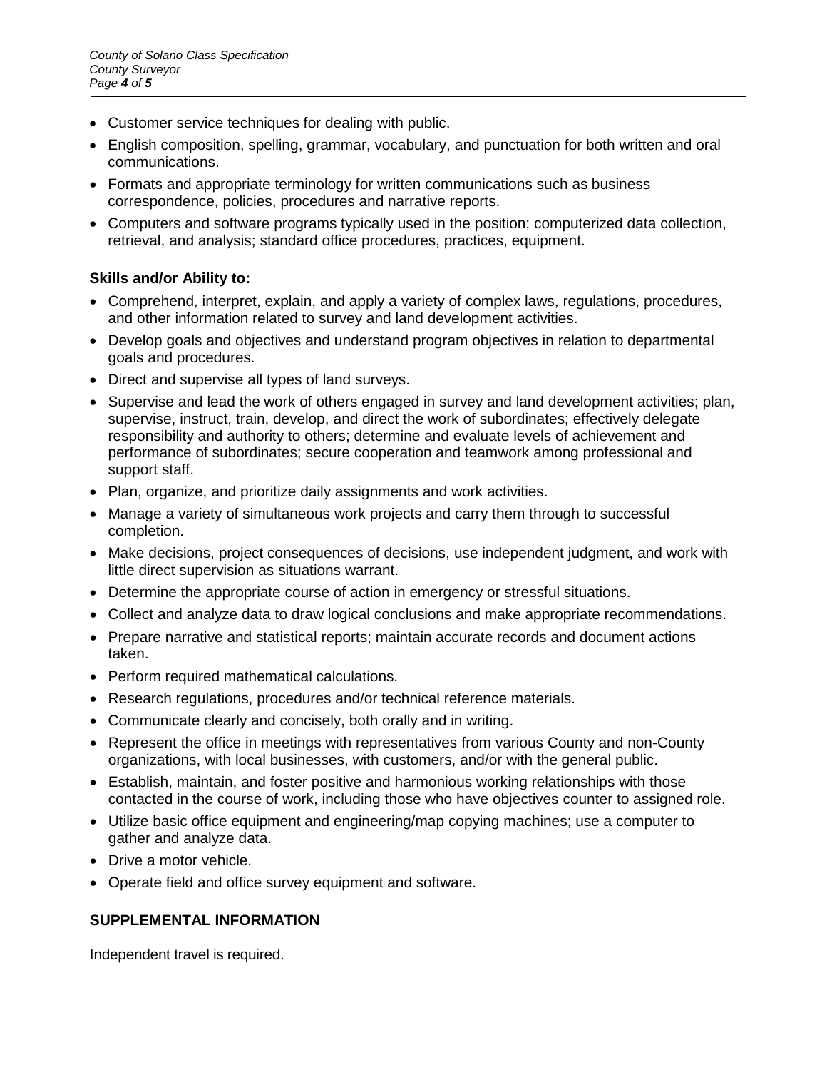- Customer service techniques for dealing with public.
- English composition, spelling, grammar, vocabulary, and punctuation for both written and oral communications.
- Formats and appropriate terminology for written communications such as business correspondence, policies, procedures and narrative reports.
- Computers and software programs typically used in the position; computerized data collection, retrieval, and analysis; standard office procedures, practices, equipment.

**Skills and/or Ability to:**

- Comprehend, interpret, explain, and apply a variety of complex laws, regulations, procedures, and other information related to survey and land development activities.
- Develop goals and objectives and understand program objectives in relation to departmental goals and procedures.
- Direct and supervise all types of land surveys.
- Supervise and lead the work of others engaged in survey and land development activities; plan, supervise, instruct, train, develop, and direct the work of subordinates; effectively delegate responsibility and authority to others; determine and evaluate levels of achievement and performance of subordinates; secure cooperation and teamwork among professional and support staff.
- Plan, organize, and prioritize daily assignments and work activities.
- Manage a variety of simultaneous work projects and carry them through to successful completion.
- Make decisions, project consequences of decisions, use independent judgment, and work with little direct supervision as situations warrant.
- Determine the appropriate course of action in emergency or stressful situations.
- Collect and analyze data to draw logical conclusions and make appropriate recommendations.
- Prepare narrative and statistical reports; maintain accurate records and document actions taken.
- Perform required mathematical calculations.
- Research regulations, procedures and/or technical reference materials.
- Communicate clearly and concisely, both orally and in writing.
- Represent the office in meetings with representatives from various County and non-County organizations, with local businesses, with customers, and/or with the general public.
- Establish, maintain, and foster positive and harmonious working relationships with those contacted in the course of work, including those who have objectives counter to assigned role.
- Utilize basic office equipment and engineering/map copying machines; use a computer to gather and analyze data.
- Drive a motor vehicle.
- Operate field and office survey equipment and software.

## SUPPLEMENTAL INFORMATION

Independent travel is required.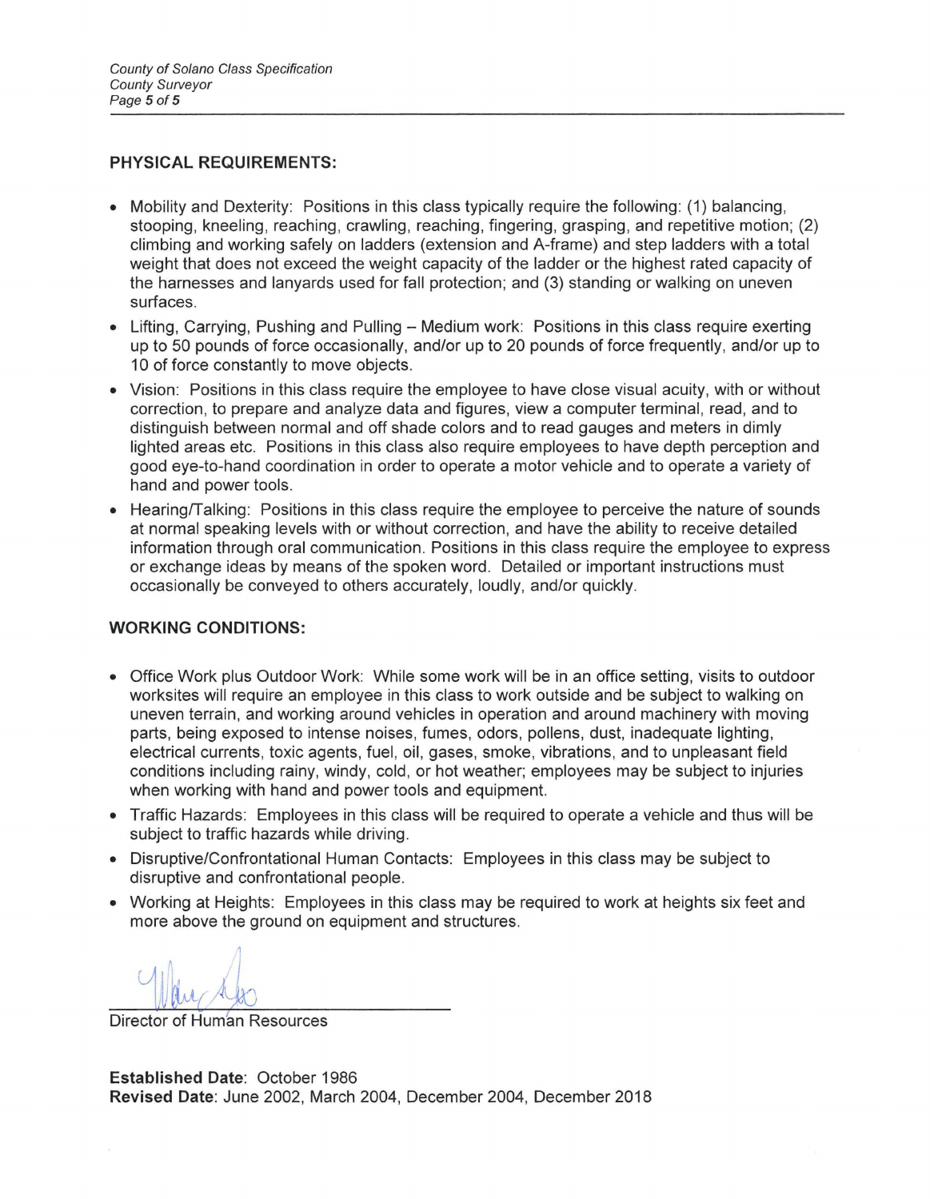## PHYSICAL REQUIREMENTS:

- Mobility and Dexterity: Positions in this class typically require the following: (1) balancing, stooping, kneeling, reaching, crawling, reaching, fingering, grasping, and repetitive motion; (2) climbing and working safely on ladders (extension and A-frame) and step ladders with a total weight that does not exceed the weight capacity of the ladder or the highest rated capacity of the harnesses and lanyards used for fall protection; and (3) standing or walking on uneven surfaces.
- Lifting, Carrying, Pushing and Pulling – Medium work: Positions in this class require exerting up to 50 pounds of force occasionally, and/or up to 20 pounds of force frequently, and/or up to 10 of force constantly to move objects.
- Vision: Positions in this class require the employee to have close visual acuity, with or without correction, to prepare and analyze data and figures, view a computer terminal, read, and to distinguish between normal and off shade colors and to read gauges and meters in dimly lighted areas etc. Positions in this class also require employees to have depth perception and good eye-to-hand coordination in order to operate a motor vehicle and to operate a variety of hand and power tools.
- Hearing/Talking: Positions in this class require the employee to perceive the nature of sounds at normal speaking levels with or without correction, and have the ability to receive detailed information through oral communication. Positions in this class require the employee to express or exchange ideas by means of the spoken word. Detailed or important instructions must occasionally be conveyed to others accurately, loudly, and/or quickly.

## WORKING CONDITIONS:

- Office Work plus Outdoor Work: While some work will be in an office setting, visits to outdoor worksites will require an employee in this class to work outside and be subject to walking on uneven terrain, and working around vehicles in operation and around machinery with moving parts, being exposed to intense noises, fumes, odors, pollens, dust, inadequate lighting, electrical currents, toxic agents, fuel, oil, gases, smoke, vibrations, and to unpleasant field conditions including rainy, windy, cold, or hot weather; employees may be subject to injuries when working with hand and power tools and equipment.
- Traffic Hazards: Employees in this class will be required to operate a vehicle and thus will be subject to traffic hazards while driving.
- Disruptive/Confrontational Human Contacts: Employees in this class may be subject to disruptive and confrontational people.
- Working at Heights: Employees in this class may be required to work at heights six feet and more above the ground on equipment and structures.

Director of Human Resources

**Established Date**: October 1986
**Revised Date**: June 2002, March 2004, December 2004, December 2018